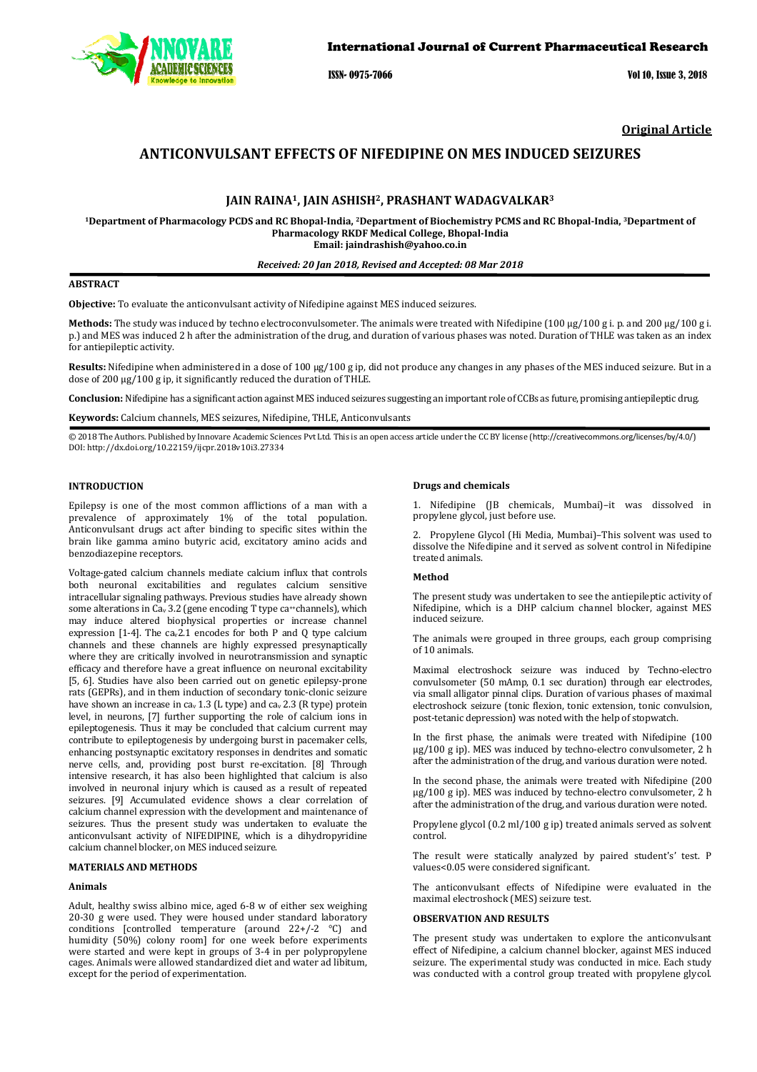Original Article

# ANTICONVULSANT EFFECTS OF NIFEDIPINE ON MES INDUCED SEIZURES

## JAIN RAINA[1], JAIN ASHISH[2], PRASHANT WADAGVALKAR[3]

[1]Department of Pharmacology PCDS and RC Bhopal-India, [2]Department of Biochemistry PCMS and RC Bhopal-India, [3]Department of Pharmacology RKDF Medical College, Bhopal-India
Email: jaindrashish@yahoo.co.in

*Received: 20 Jan 2018, Revised and Accepted: 08 Mar 2018*

### ABSTRACT

**Objective:** To evaluate the anticonvulsant activity of Nifedipine against MES induced seizures.

**Methods:** The study was induced by techno electroconvulsometer. The animals were treated with Nifedipine (100 µg/100 g i. p. and 200 µg/100 g i. p.) and MES was induced 2 h after the administration of the drug, and duration of various phases was noted. Duration of THLE was taken as an index for antiepileptic activity.

**Results:** Nifedipine when administered in a dose of 100 µg/100 g ip, did not produce any changes in any phases of the MES induced seizure. But in a dose of 200 µg/100 g ip, it significantly reduced the duration of THLE.

**Conclusion:** Nifedipine has a significant action against MES induced seizures suggesting an important role of CCBs as future, promising antiepileptic drug.

**Keywords:** Calcium channels, MES seizures, Nifedipine, THLE, Anticonvulsants

© 2018 The Authors. Published by Innovare Academic Sciences Pvt Ltd. This is an open access article under the CC BY license (http://creativecommons.org/licenses/by/4.0/)
DOI: http://dx.doi.org/10.22159/ijcpr.2018v10i3.27334

### INTRODUCTION

Epilepsy is one of the most common afflictions of a man with a prevalence of approximately 1% of the total population. Anticonvulsant drugs act after binding to specific sites within the brain like gamma amino butyric acid, excitatory amino acids and benzodiazepine receptors.

Voltage-gated calcium channels mediate calcium influx that controls both neuronal excitabilities and regulates calcium sensitive intracellular signaling pathways. Previous studies have already shown some alterations in $Ca_v$ 3.2 (gene encoding T type $ca^{++}$channels), which may induce altered biophysical properties or increase channel expression [1-4]. The $ca_v$2.1 encodes for both P and Q type calcium channels and these channels are highly expressed presynaptically where they are critically involved in neurotransmission and synaptic efficacy and therefore have a great influence on neuronal excitability [5, 6]. Studies have also been carried out on genetic epilepsy-prone rats (GEPRs), and in them induction of secondary tonic-clonic seizure have shown an increase in $ca_v$ 1.3 (L type) and $ca_v$ 2.3 (R type) protein level, in neurons, [7] further supporting the role of calcium ions in epileptogenesis. Thus it may be concluded that calcium current may contribute to epileptogenesis by undergoing burst in pacemaker cells, enhancing postsynaptic excitatory responses in dendrites and somatic nerve cells, and, providing post burst re-excitation. [8] Through intensive research, it has also been highlighted that calcium is also involved in neuronal injury which is caused as a result of repeated seizures. [9] Accumulated evidence shows a clear correlation of calcium channel expression with the development and maintenance of seizures. Thus the present study was undertaken to evaluate the anticonvulsant activity of NIFEDIPINE, which is a dihydropyridine calcium channel blocker, on MES induced seizure.

### MATERIALS AND METHODS

#### Animals

Adult, healthy swiss albino mice, aged 6-8 w of either sex weighing 20-30 g were used. They were housed under standard laboratory conditions [controlled temperature (around 22+/-2 °C) and humidity (50%) colony room] for one week before experiments were started and were kept in groups of 3-4 in per polypropylene cages. Animals were allowed standardized diet and water ad libitum, except for the period of experimentation.

#### Drugs and chemicals

1. Nifedipine (JB chemicals, Mumbai)–it was dissolved in propylene glycol, just before use.

2. Propylene Glycol (Hi Media, Mumbai)–This solvent was used to dissolve the Nifedipine and it served as solvent control in Nifedipine treated animals.

#### Method

The present study was undertaken to see the antiepileptic activity of Nifedipine, which is a DHP calcium channel blocker, against MES induced seizure.

The animals were grouped in three groups, each group comprising of 10 animals.

Maximal electroshock seizure was induced by Techno-electro convulsometer (50 mAmp, 0.1 sec duration) through ear electrodes, via small alligator pinnal clips. Duration of various phases of maximal electroshock seizure (tonic flexion, tonic extension, tonic convulsion, post-tetanic depression) was noted with the help of stopwatch.

In the first phase, the animals were treated with Nifedipine (100 µg/100 g ip). MES was induced by techno-electro convulsometer, 2 h after the administration of the drug, and various duration were noted.

In the second phase, the animals were treated with Nifedipine (200 µg/100 g ip). MES was induced by techno-electro convulsometer, 2 h after the administration of the drug, and various duration were noted.

Propylene glycol (0.2 ml/100 g ip) treated animals served as solvent control.

The result were statically analyzed by paired student's' test. P values<0.05 were considered significant.

The anticonvulsant effects of Nifedipine were evaluated in the maximal electroshock (MES) seizure test.

### OBSERVATION AND RESULTS

The present study was undertaken to explore the anticonvulsant effect of Nifedipine, a calcium channel blocker, against MES induced seizure. The experimental study was conducted in mice. Each study was conducted with a control group treated with propylene glycol.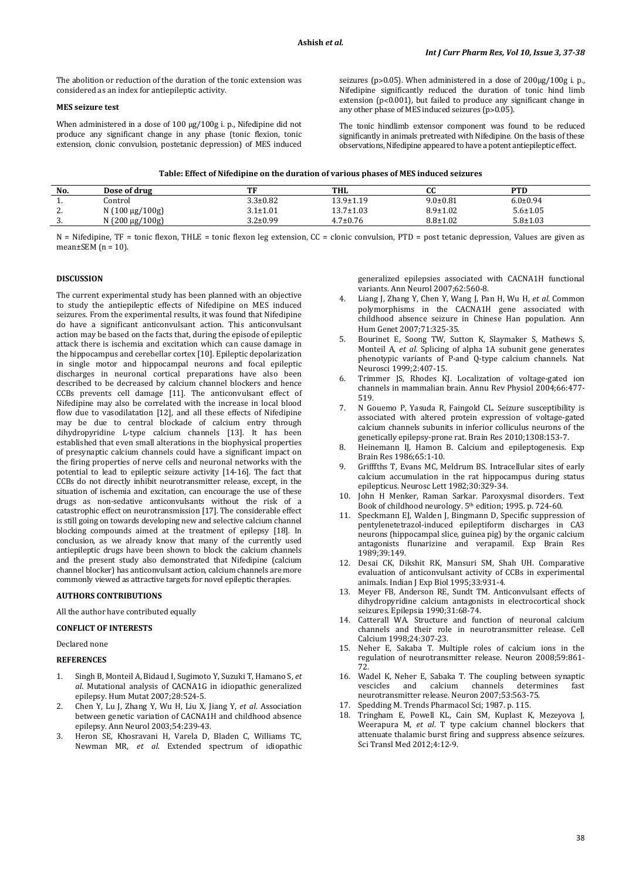The abolition or reduction of the duration of the tonic extension was considered as an index for antiepileptic activity.

**MES seizure test**

When administered in a dose of 100 μg/100g i. p., Nifedipine did not produce any significant change in any phase (tonic flexion, tonic extension, clonic convulsion, postetanic depression) of MES induced seizures ($p > 0.05$). When administered in a dose of 200μg/100g i. p., Nifedipine significantly reduced the duration of tonic hind limb extension ($p < 0.001$), but failed to produce any significant change in any other phase of MES induced seizures ($p > 0.05$).

The tonic hindlimb extensor component was found to be reduced significantly in animals pretreated with Nifedipine. On the basis of these observations, Nifedipine appeared to have a potent antiepileptic effect.

**Table: Effect of Nifedipine on the duration of various phases of MES induced seizures**

| No. | Dose of drug | TF | THL | CC | PTD |
|---|---|---|---|---|---|
| 1. | Control | 3.3±0.82 | 13.9±1.19 | 9.0±0.81 | 6.0±0.94 |
| 2. | N (100 μg/100g) | 3.1±1.01 | 13.7±1.03 | 8.9±1.02 | 5.6±1.05 |
| 3. | N (200 μg/100g) | 3.2±0.99 | 4.7±0.76 | 8.8±1.02 | 5.8±1.03 |

N = Nifedipine, TF = tonic flexon, THLE = tonic flexon leg extension, CC = clonic convulsion, PTD = post tetanic depression, Values are given as mean±SEM (n = 10).

## DISCUSSION

The current experimental study has been planned with an objective to study the antiepileptic effects of Nifedipine on MES induced seizures. From the experimental results, it was found that Nifedipine do have a significant anticonvulsant action. This anticonvulsant action may be based on the facts that, during the episode of epileptic attack there is ischemia and excitation which can cause damage in the hippocampus and cerebellar cortex [10]. Epileptic depolarization in single motor and hippocampal neurons and focal epileptic discharges in neuronal cortical preparations have also been described to be decreased by calcium channel blockers and hence CCBs prevents cell damage [11]. The anticonvulsant effect of Nifedipine may also be correlated with the increase in local blood flow due to vasodilatation [12], and all these effects of Nifedipine may be due to central blockade of calcium entry through dihydropyridine L-type calcium channels [13]. It has been established that even small alterations in the biophysical properties of presynaptic calcium channels could have a significant impact on the firing properties of nerve cells and neuronal networks with the potential to lead to epileptic seizure activity [14-16]. The fact that CCBs do not directly inhibit neurotransmitter release, except, in the situation of ischemia and excitation, can encourage the use of these drugs as non-sedative anticonvulsants without the risk of a catastrophic effect on neurotransmission [17]. The considerable effect is still going on towards developing new and selective calcium channel blocking compounds aimed at the treatment of epilepsy [18]. In conclusion, as we already know that many of the currently used antiepileptic drugs have been shown to block the calcium channels and the present study also demonstrated that Nifedipine (calcium channel blocker) has anticonvulsant action, calcium channels are more commonly viewed as attractive targets for novel epileptic therapies.

## AUTHORS CONTRIBUTIONS

All the author have contributed equally

## CONFLICT OF INTERESTS

Declared none

## REFERENCES

1. Singh B, Monteil A, Bidaud I, Sugimoto Y, Suzuki T, Hamano S, *et al*. Mutational analysis of CACNA1G in idiopathic generalized epilepsy. Hum Mutat 2007;28:524-5.
2. Chen Y, Lu J, Zhang Y, Wu H, Liu X, Jiang Y, *et al*. Association between genetic variation of CACNA1H and childhood absence epilepsy. Ann Neurol 2003;54:239-43.
3. Heron SE, Khosravani H, Varela D, Bladen C, Williams TC, Newman MR, *et al*. Extended spectrum of idiopathic generalized epilepsies associated with CACNA1H functional variants. Ann Neurol 2007;62:560-8.
4. Liang J, Zhang Y, Chen Y, Wang J, Pan H, Wu H, *et al*. Common polymorphisms in the CACNA1H gene associated with childhood absence seizure in Chinese Han population. Ann Hum Genet 2007;71:325-35.
5. Bourinet E, Soong TW, Sutton K, Slaymaker S, Mathews S, Monteil A, *et al*. Splicing of alpha 1A subunit gene generates phenotypic variants of P-and Q-type calcium channels. Nat Neurosci 1999;2:407-15.
6. Trimmer JS, Rhodes KJ. Localization of voltage-gated ion channels in mammalian brain. Annu Rev Physiol 2004;66:477-519.
7. N Gouemo P, Yasuda R, Faingold CL. Seizure susceptibility is associated with altered protein expression of voltage-gated calcium channels subunits in inferior colliculus neurons of the genetically epilepsy-prone rat. Brain Res 2010;1308:153-7.
8. Heinemann IJ, Hamon B. Calcium and epileptogenesis. Exp Brain Res 1986;65:1-10.
9. Grifffths T, Evans MC, Meldrum BS. Intracellular sites of early calcium accumulation in the rat hippocampus during status epilepticus. Neurosc Lett 1982;30:329-34.
10. John H Menker, Raman Sarkar. Paroxysmal disorders. Text Book of childhood neurology. 5th edition; 1995. p. 724-60.
11. Speckmann EJ, Walden J, Bingmann D, Specific suppression of pentylenetetrazol-induced epileptiform discharges in CA3 neurons (hippocampal slice, guinea pig) by the organic calcium antagonists flunarizine and verapamil. Exp Brain Res 1989;39:149.
12. Desai CK, Dikshit RK, Mansuri SM, Shah UH. Comparative evaluation of anticonvulsant activity of CCBs in experimental animals. Indian J Exp Biol 1995;33:931-4.
13. Meyer FB, Anderson RE, Sundt TM. Anticonvulsant effects of dihydropyridine calcium antagonists in electrocortical shock seizures. Epilepsia 1990;31:68-74.
14. Catterall WA. Structure and function of neuronal calcium channels and their role in neurotransmitter release. Cell Calcium 1998;24:307-23.
15. Neher E, Sakaba T. Multiple roles of calcium ions in the regulation of neurotransmitter release. Neuron 2008;59:861-72.
16. Wadel K, Neher E, Sabaka T. The coupling between synaptic vescicles and calcium channels determines fast neurotransmitter release. Neuron 2007;53:563-75.
17. Spedding M. Trends Pharmacol Sci; 1987. p. 115.
18. Tringham E, Powell KL, Cain SM, Kuplast K, Mezeyova J, Weerapura M, *et al*. T type calcium channel blockers that attenuate thalamic burst firing and suppress absence seizures. Sci Transl Med 2012;4:12-9.